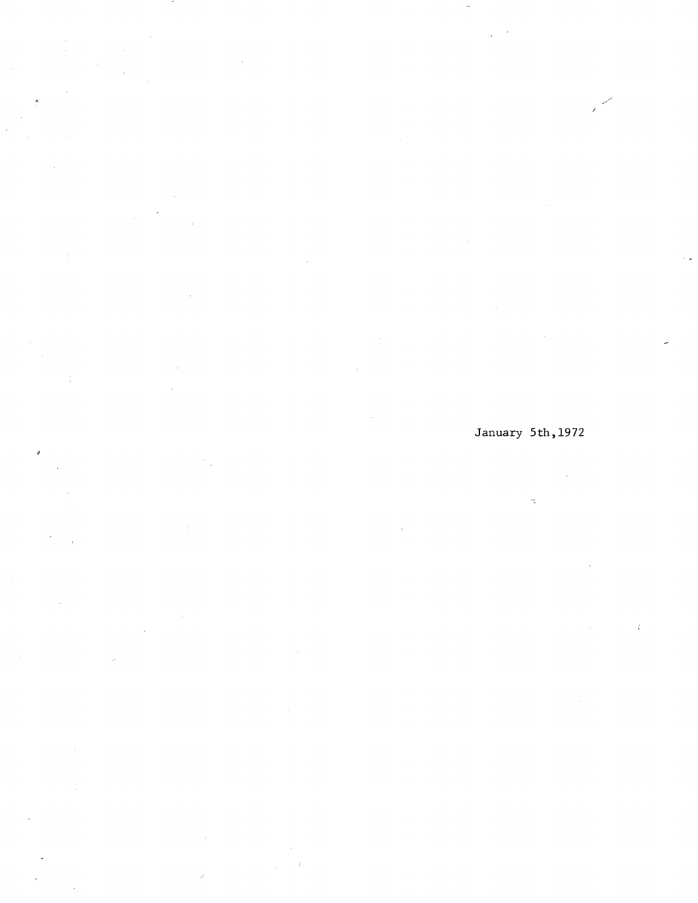January 5th,1972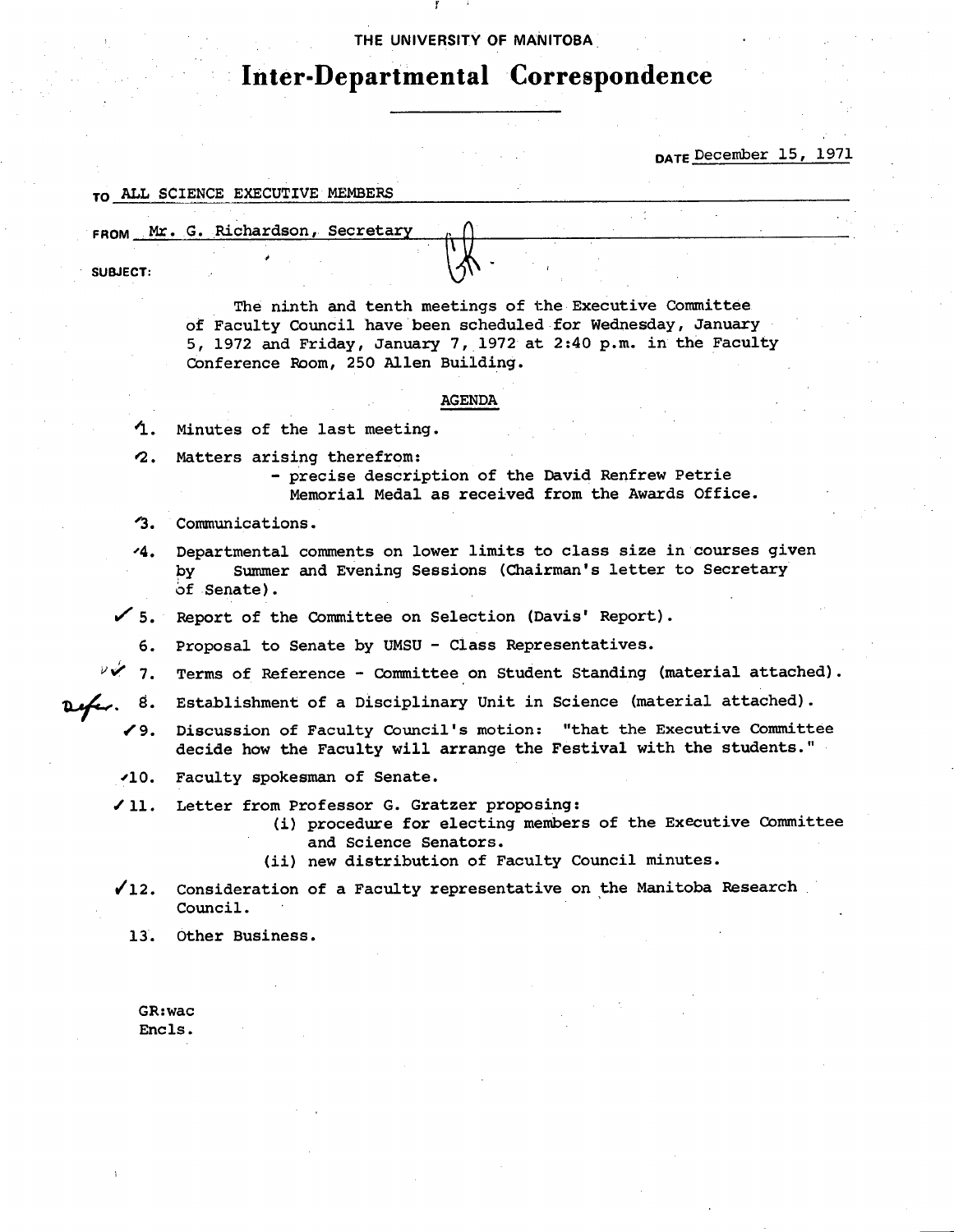THE UNIVERSITY OF MANITOBA

# Inter-Departmental Correspondence

DATE December 15, 1971

TO ALL SCIENCE EXECUTIVE MEMBERS

FROM Mr. G. Richardson, Secretary

SUBJECT:

The ninth and tenth meetings of the Executive Committee of Faculty Council have been scheduled for Wednesday, January 5, 1972 and Friday, January 7, 1972 at 2:40 p.m. in the Faculty Conference Room, 250 Allen Building.

AGENDA

1. Minutes of the last meeting.
2. Matters arising therefrom:
   - precise description of the David Renfrew Petrie Memorial Medal as received from the Awards Office.
3. Communications.
4. Departmental comments on lower limits to class size in courses given by Summer and Evening Sessions (Chairman's letter to Secretary of Senate).
5. Report of the Committee on Selection (Davis' Report).
6. Proposal to Senate by UMSU - Class Representatives.
7. Terms of Reference - Committee on Student Standing (material attached).
8. Establishment of a Disciplinary Unit in Science (material attached).
9. Discussion of Faculty Council's motion: "that the Executive Committee decide how the Faculty will arrange the Festival with the students."
10. Faculty spokesman of Senate.
11. Letter from Professor G. Gratzer proposing:
    (i) procedure for electing members of the Executive Committee and Science Senators.
    (ii) new distribution of Faculty Council minutes.
12. Consideration of a Faculty representative on the Manitoba Research Council.
13. Other Business.

GR:wac
Encls.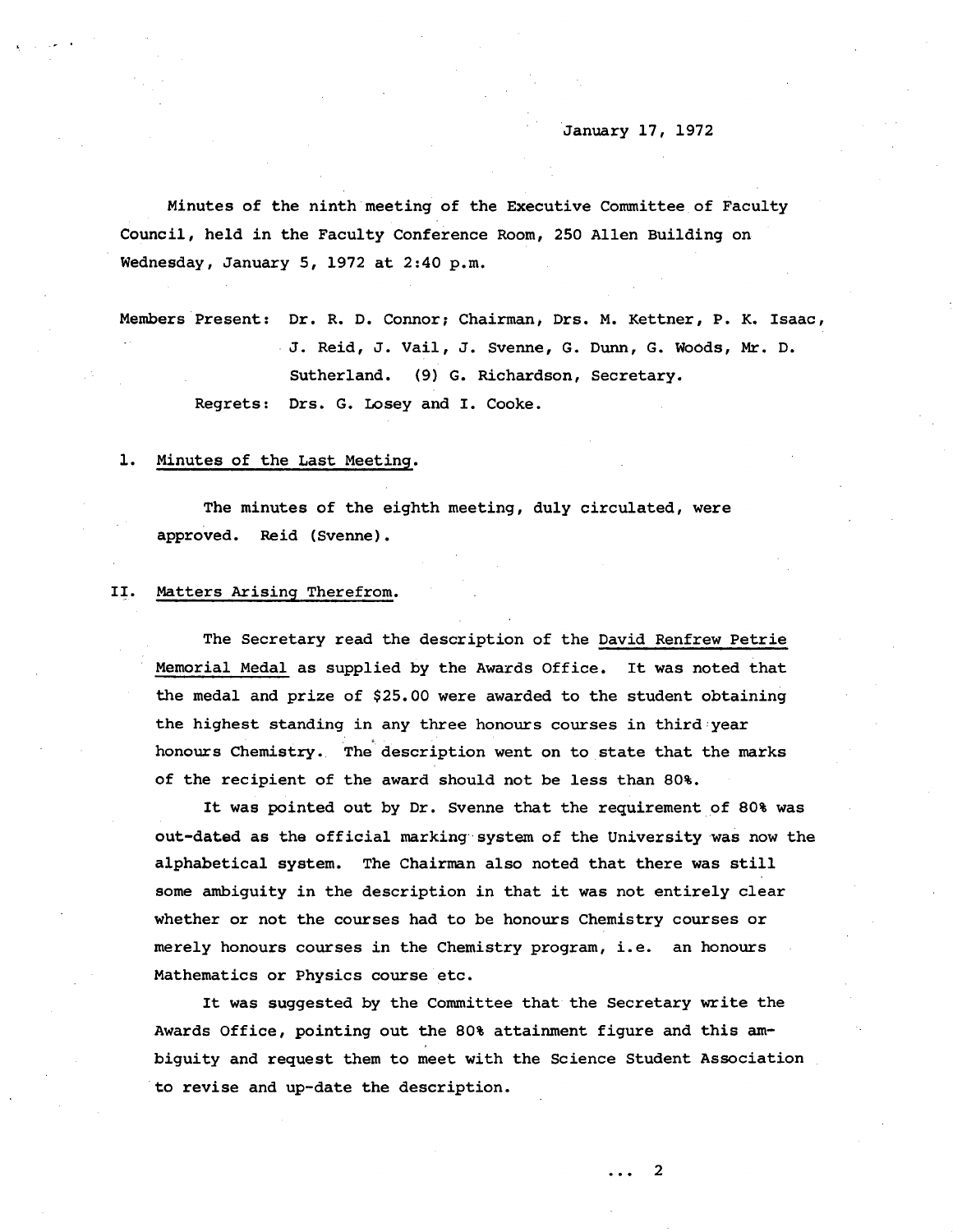January 17, 1972

Minutes of the ninth meeting of the Executive Committee of Faculty Council, held in the Faculty Conference Room, 250 Allen Building on Wednesday, January 5, 1972 at 2:40 p.m.

Members Present: Dr. R. D. Connor; Chairman, Drs. M. Kettner, P. K. Isaac, J. Reid, J. Vail, J. Svenne, G. Dunn, G. Woods, Mr. D. Sutherland. (9) G. Richardson, Secretary.

Regrets: Drs. G. Losey and I. Cooke.

I. Minutes of the Last Meeting.

The minutes of the eighth meeting, duly circulated, were approved. Reid (Svenne).

II. Matters Arising Therefrom.

The Secretary read the description of the David Renfrew Petrie Memorial Medal as supplied by the Awards Office. It was noted that the medal and prize of $25.00 were awarded to the student obtaining the highest standing in any three honours courses in third year honours Chemistry. The description went on to state that the marks of the recipient of the award should not be less than 80%.

It was pointed out by Dr. Svenne that the requirement of 80% was out-dated as the official marking system of the University was now the alphabetical system. The Chairman also noted that there was still some ambiguity in the description in that it was not entirely clear whether or not the courses had to be honours Chemistry courses or merely honours courses in the Chemistry program, i.e. an honours Mathematics or Physics course etc.

It was suggested by the Committee that the Secretary write the Awards Office, pointing out the 80% attainment figure and this ambiguity and request them to meet with the Science Student Association to revise and up-date the description.

... 2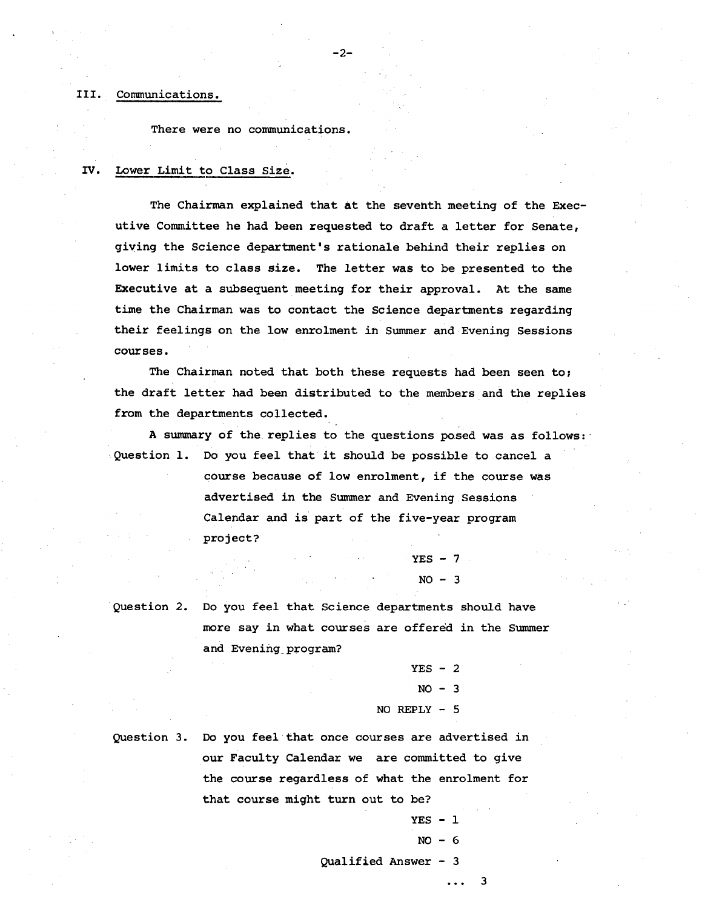III. Communications.

There were no communications.

IV. Lower Limit to Class Size.

The Chairman explained that at the seventh meeting of the Executive Committee he had been requested to draft a letter for Senate, giving the Science department's rationale behind their replies on lower limits to class size. The letter was to be presented to the Executive at a subsequent meeting for their approval. At the same time the Chairman was to contact the Science departments regarding their feelings on the low enrolment in Summer and Evening Sessions courses.

The Chairman noted that both these requests had been seen to; the draft letter had been distributed to the members and the replies from the departments collected.

A summary of the replies to the questions posed was as follows:

Question 1. Do you feel that it should be possible to cancel a course because of low enrolment, if the course was advertised in the Summer and Evening Sessions Calendar and is part of the five-year program project?

YES - 7
NO - 3

Question 2. Do you feel that Science departments should have more say in what courses are offered in the Summer and Evening program?

YES - 2
NO - 3
NO REPLY - 5

Question 3. Do you feel that once courses are advertised in our Faculty Calendar we are committed to give the course regardless of what the enrolment for that course might turn out to be?

YES - 1
NO - 6
Qualified Answer - 3

... 3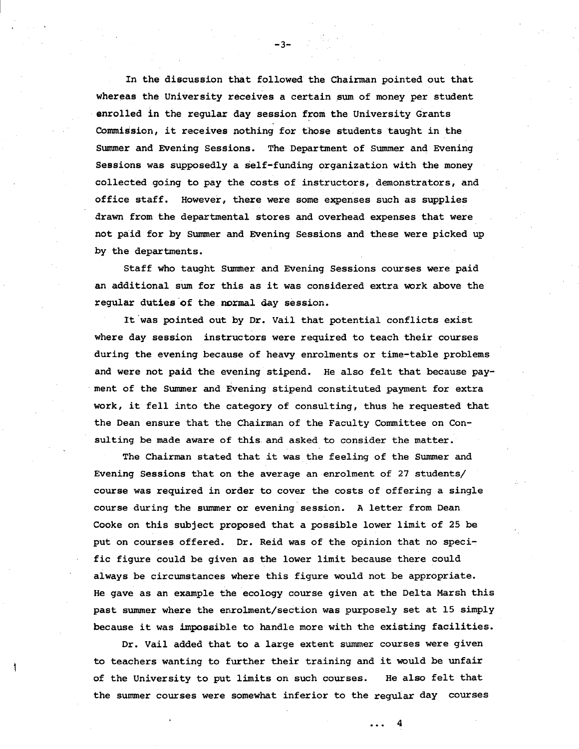In the discussion that followed the Chairman pointed out that whereas the University receives a certain sum of money per student enrolled in the regular day session from the University Grants Commission, it receives nothing for those students taught in the Summer and Evening Sessions. The Department of Summer and Evening Sessions was supposedly a self-funding organization with the money collected going to pay the costs of instructors, demonstrators, and office staff. However, there were some expenses such as supplies drawn from the departmental stores and overhead expenses that were not paid for by Summer and Evening Sessions and these were picked up by the departments.

Staff who taught Summer and Evening Sessions courses were paid an additional sum for this as it was considered extra work above the regular duties of the normal day session.

It was pointed out by Dr. Vail that potential conflicts exist where day session instructors were required to teach their courses during the evening because of heavy enrolments or time-table problems and were not paid the evening stipend. He also felt that because payment of the Summer and Evening stipend constituted payment for extra work, it fell into the category of consulting, thus he requested that the Dean ensure that the Chairman of the Faculty Committee on Consulting be made aware of this and asked to consider the matter.

The Chairman stated that it was the feeling of the Summer and Evening Sessions that on the average an enrolment of 27 students/course was required in order to cover the costs of offering a single course during the summer or evening session. A letter from Dean Cooke on this subject proposed that a possible lower limit of 25 be put on courses offered. Dr. Reid was of the opinion that no specific figure could be given as the lower limit because there could always be circumstances where this figure would not be appropriate. He gave as an example the ecology course given at the Delta Marsh this past summer where the enrolment/section was purposely set at 15 simply because it was impossible to handle more with the existing facilities.

Dr. Vail added that to a large extent summer courses were given to teachers wanting to further their training and it would be unfair of the University to put limits on such courses. He also felt that the summer courses were somewhat inferior to the regular day courses

... 4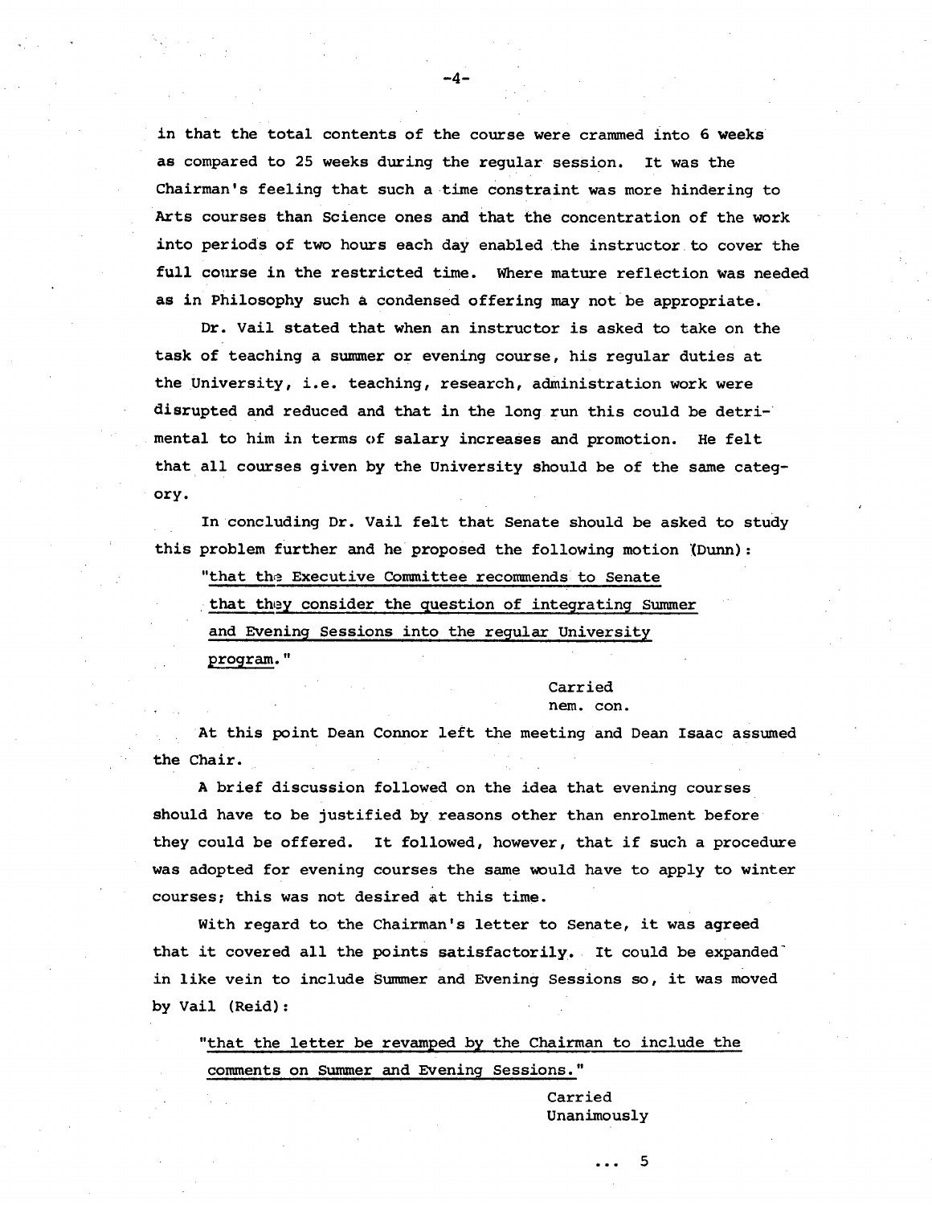in that the total contents of the course were crammed into 6 weeks as compared to 25 weeks during the regular session. It was the Chairman's feeling that such a time constraint was more hindering to Arts courses than Science ones and that the concentration of the work into periods of two hours each day enabled the instructor to cover the full course in the restricted time. Where mature reflection was needed as in Philosophy such a condensed offering may not be appropriate.

Dr. Vail stated that when an instructor is asked to take on the task of teaching a summer or evening course, his regular duties at the University, i.e. teaching, research, administration work were disrupted and reduced and that in the long run this could be detrimental to him in terms of salary increases and promotion. He felt that all courses given by the University should be of the same category.

In concluding Dr. Vail felt that Senate should be asked to study this problem further and he proposed the following motion (Dunn):

"that the Executive Committee recommends to Senate that they consider the question of integrating Summer and Evening Sessions into the regular University program."

Carried
nem. con.

At this point Dean Connor left the meeting and Dean Isaac assumed the Chair.

A brief discussion followed on the idea that evening courses should have to be justified by reasons other than enrolment before they could be offered. It followed, however, that if such a procedure was adopted for evening courses the same would have to apply to winter courses; this was not desired at this time.

With regard to the Chairman's letter to Senate, it was agreed that it covered all the points satisfactorily. It could be expanded in like vein to include Summer and Evening Sessions so, it was moved by Vail (Reid):

"that the letter be revamped by the Chairman to include the comments on Summer and Evening Sessions."

Carried
Unanimously

... 5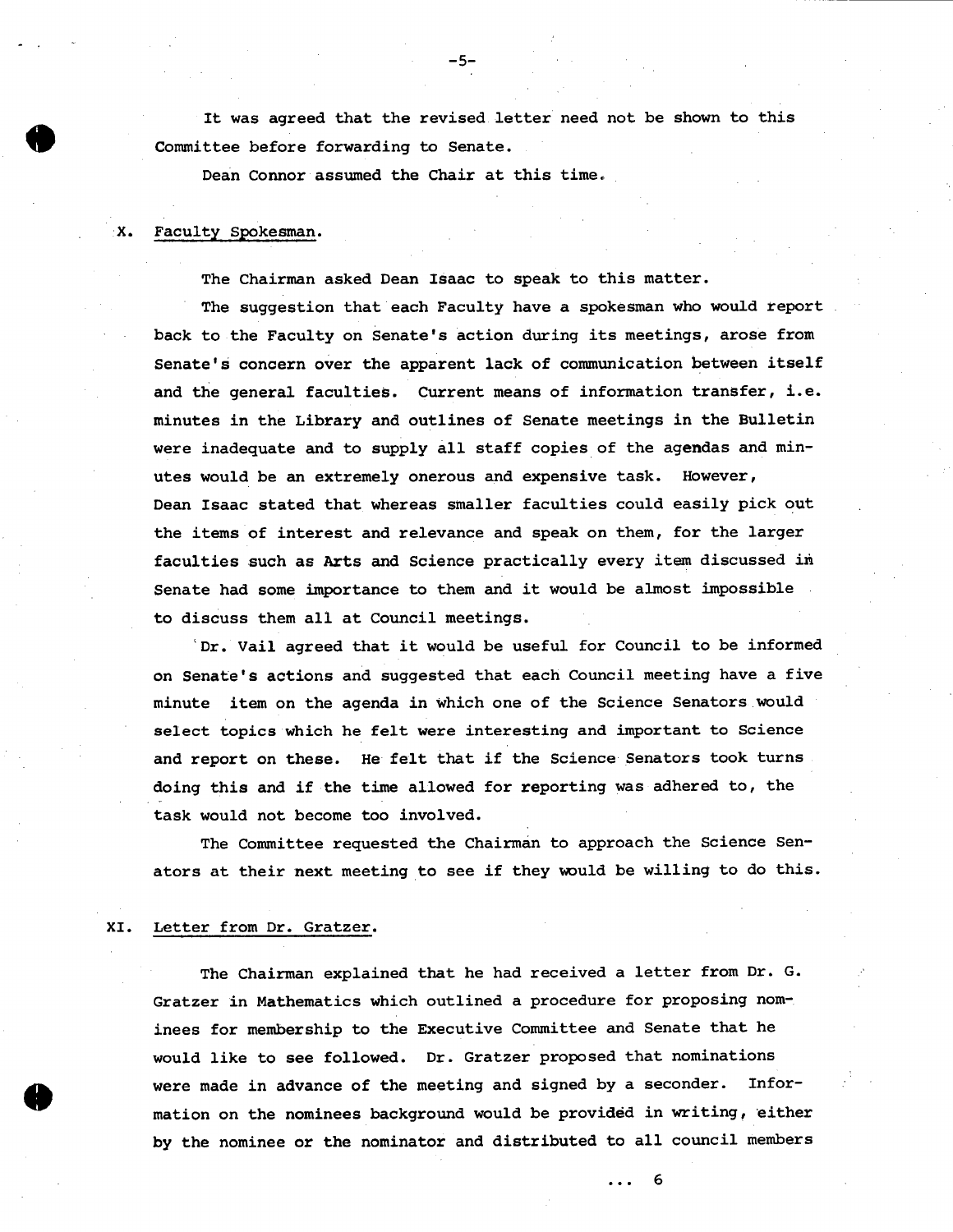It was agreed that the revised letter need not be shown to this Committee before forwarding to Senate.

Dean Connor assumed the Chair at this time.

## X. Faculty Spokesman.

The Chairman asked Dean Isaac to speak to this matter.

The suggestion that each Faculty have a spokesman who would report back to the Faculty on Senate's action during its meetings, arose from Senate's concern over the apparent lack of communication between itself and the general faculties. Current means of information transfer, i.e. minutes in the Library and outlines of Senate meetings in the Bulletin were inadequate and to supply all staff copies of the agendas and minutes would be an extremely onerous and expensive task. However, Dean Isaac stated that whereas smaller faculties could easily pick out the items of interest and relevance and speak on them, for the larger faculties such as Arts and Science practically every item discussed in Senate had some importance to them and it would be almost impossible to discuss them all at Council meetings.

Dr. Vail agreed that it would be useful for Council to be informed on Senate's actions and suggested that each Council meeting have a five minute item on the agenda in which one of the Science Senators would select topics which he felt were interesting and important to Science and report on these. He felt that if the Science Senators took turns doing this and if the time allowed for reporting was adhered to, the task would not become too involved.

The Committee requested the Chairman to approach the Science Senators at their next meeting to see if they would be willing to do this.

## XI. Letter from Dr. Gratzer.

The Chairman explained that he had received a letter from Dr. G. Gratzer in Mathematics which outlined a procedure for proposing nominees for membership to the Executive Committee and Senate that he would like to see followed. Dr. Gratzer proposed that nominations were made in advance of the meeting and signed by a seconder. Information on the nominees background would be provided in writing, either by the nominee or the nominator and distributed to all council members

... 6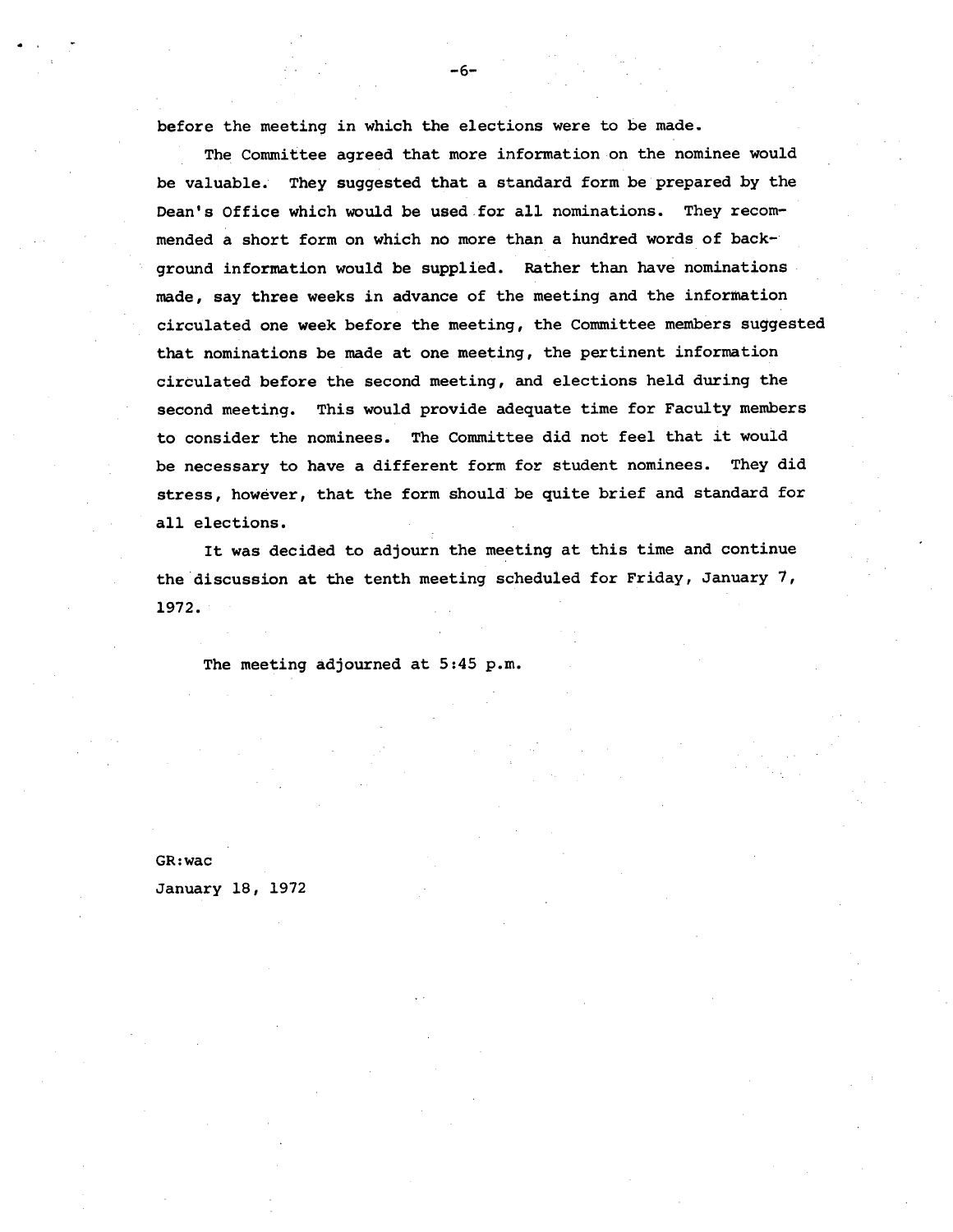before the meeting in which the elections were to be made.

The Committee agreed that more information on the nominee would be valuable. They suggested that a standard form be prepared by the Dean's Office which would be used for all nominations. They recommended a short form on which no more than a hundred words of background information would be supplied. Rather than have nominations made, say three weeks in advance of the meeting and the information circulated one week before the meeting, the Committee members suggested that nominations be made at one meeting, the pertinent information circulated before the second meeting, and elections held during the second meeting. This would provide adequate time for Faculty members to consider the nominees. The Committee did not feel that it would be necessary to have a different form for student nominees. They did stress, however, that the form should be quite brief and standard for all elections.

It was decided to adjourn the meeting at this time and continue the discussion at the tenth meeting scheduled for Friday, January 7, 1972.

The meeting adjourned at 5:45 p.m.

GR:wac
January 18, 1972